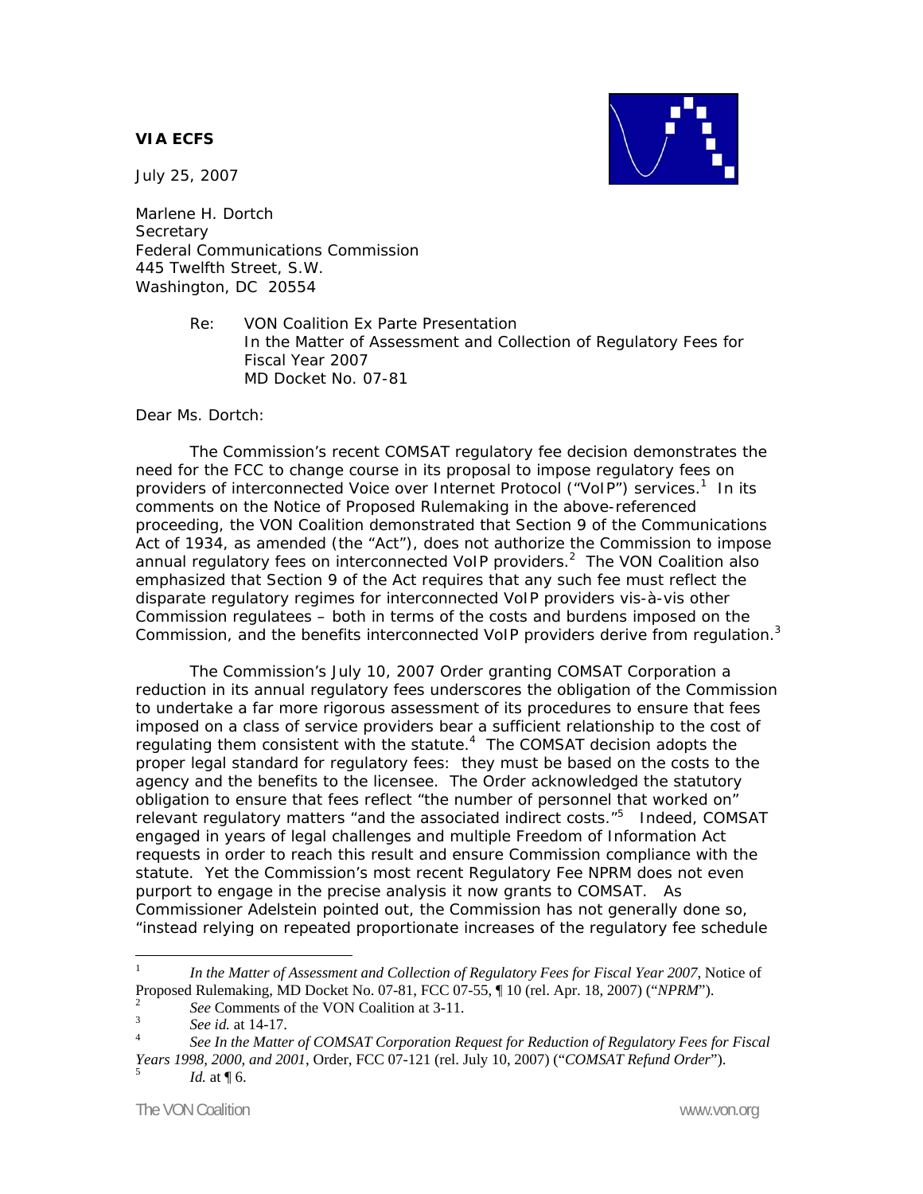**VIA ECFS**

July 25, 2007

Marlene H. Dortch
Secretary
Federal Communications Commission
445 Twelfth Street, S.W.
Washington, DC 20554

Re: VON Coalition Ex Parte Presentation
In the Matter of Assessment and Collection of Regulatory Fees for Fiscal Year 2007
MD Docket No. 07-81

Dear Ms. Dortch:

The Commission's recent COMSAT regulatory fee decision demonstrates the need for the FCC to change course in its proposal to impose regulatory fees on providers of interconnected Voice over Internet Protocol ("VoIP") services.[1] In its comments on the Notice of Proposed Rulemaking in the above-referenced proceeding, the VON Coalition demonstrated that Section 9 of the Communications Act of 1934, as amended (the "Act"), does not authorize the Commission to impose annual regulatory fees on interconnected VoIP providers.[2] The VON Coalition also emphasized that Section 9 of the Act requires that any such fee must reflect the disparate regulatory regimes for interconnected VoIP providers vis-à-vis other Commission regulatees – both in terms of the costs and burdens imposed on the Commission, and the benefits interconnected VoIP providers derive from regulation.[3]

The Commission's July 10, 2007 Order granting COMSAT Corporation a reduction in its annual regulatory fees underscores the obligation of the Commission to undertake a far more rigorous assessment of its procedures to ensure that fees imposed on a class of service providers bear a sufficient relationship to the cost of regulating them consistent with the statute.[4] The COMSAT decision adopts the proper legal standard for regulatory fees: they must be based on the costs to the agency and the benefits to the licensee. The Order acknowledged the statutory obligation to ensure that fees reflect "the number of personnel that worked on" relevant regulatory matters "and the associated indirect costs."[5] Indeed, COMSAT engaged in years of legal challenges and multiple Freedom of Information Act requests in order to reach this result and ensure Commission compliance with the statute. Yet the Commission's most recent Regulatory Fee NPRM does not even purport to engage in the precise analysis it now grants to COMSAT. As Commissioner Adelstein pointed out, the Commission has not generally done so, "instead relying on repeated proportionate increases of the regulatory fee schedule

---

[1] *In the Matter of Assessment and Collection of Regulatory Fees for Fiscal Year 2007*, Notice of Proposed Rulemaking, MD Docket No. 07-81, FCC 07-55, ¶ 10 (rel. Apr. 18, 2007) ("*NPRM*").

[2] *See* Comments of the VON Coalition at 3-11.

[3] *See id.* at 14-17.

[4] *See In the Matter of COMSAT Corporation Request for Reduction of Regulatory Fees for Fiscal Years 1998, 2000, and 2001*, Order, FCC 07-121 (rel. July 10, 2007) ("*COMSAT Refund Order*").

[5] *Id.* at ¶ 6.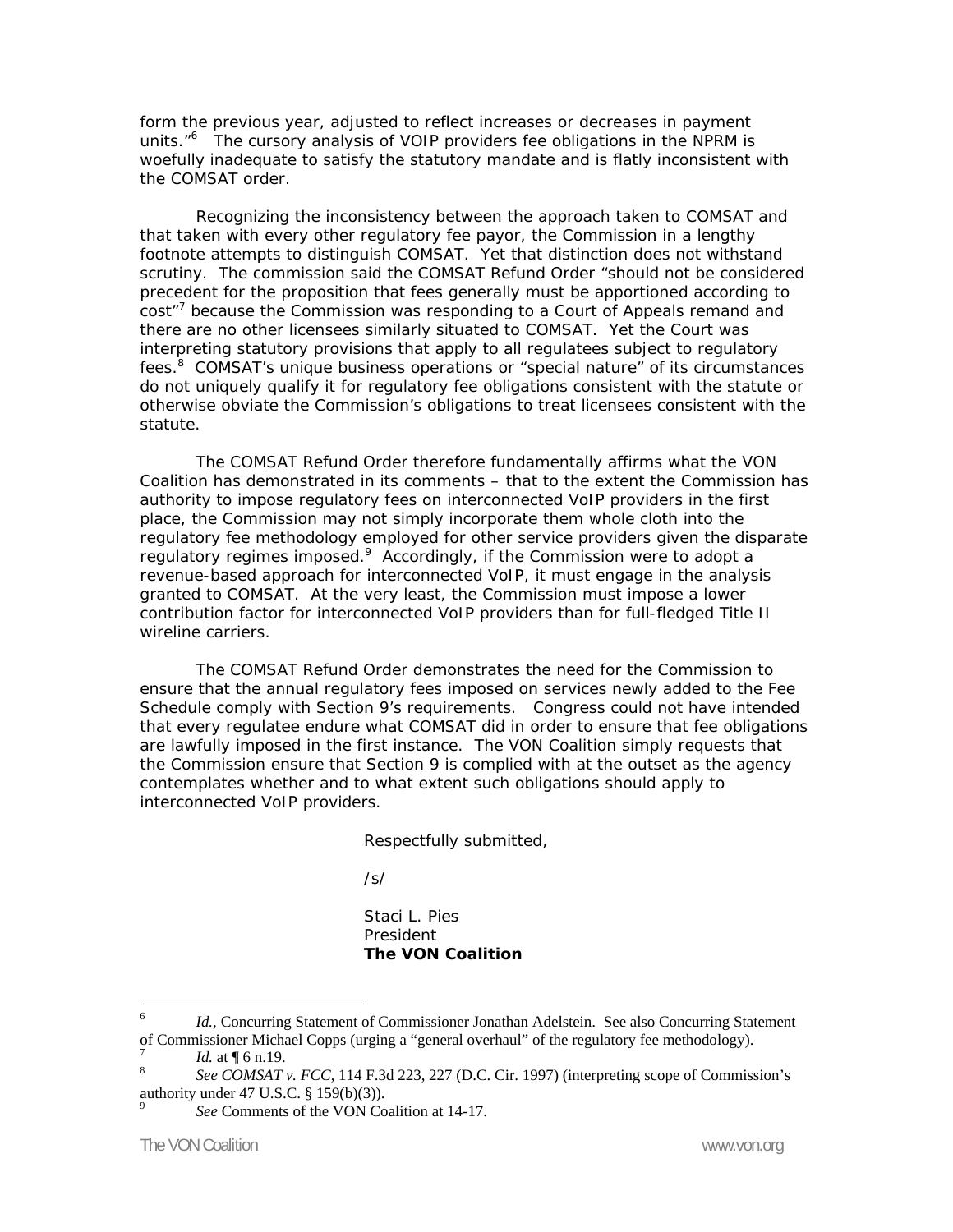form the previous year, adjusted to reflect increases or decreases in payment units."[6] The cursory analysis of VOIP providers fee obligations in the NPRM is woefully inadequate to satisfy the statutory mandate and is flatly inconsistent with the COMSAT order.

Recognizing the inconsistency between the approach taken to COMSAT and that taken with every other regulatory fee payor, the Commission in a lengthy footnote attempts to distinguish COMSAT. Yet that distinction does not withstand scrutiny. The commission said the COMSAT Refund Order "should not be considered precedent for the proposition that fees generally must be apportioned according to cost"[7] because the Commission was responding to a Court of Appeals remand and there are no other licensees similarly situated to COMSAT. Yet the Court was interpreting statutory provisions that apply to all regulatees subject to regulatory fees.[8] COMSAT's unique business operations or "special nature" of its circumstances do not uniquely qualify it for regulatory fee obligations consistent with the statute or otherwise obviate the Commission's obligations to treat licensees consistent with the statute.

The COMSAT Refund Order therefore fundamentally affirms what the VON Coalition has demonstrated in its comments – that to the extent the Commission has authority to impose regulatory fees on interconnected VoIP providers in the first place, the Commission may not simply incorporate them whole cloth into the regulatory fee methodology employed for other service providers given the disparate regulatory regimes imposed.[9] Accordingly, if the Commission were to adopt a revenue-based approach for interconnected VoIP, it must engage in the analysis granted to COMSAT. At the very least, the Commission must impose a lower contribution factor for interconnected VoIP providers than for full-fledged Title II wireline carriers.

The COMSAT Refund Order demonstrates the need for the Commission to ensure that the annual regulatory fees imposed on services newly added to the Fee Schedule comply with Section 9's requirements. Congress could not have intended that every regulatee endure what COMSAT did in order to ensure that fee obligations are lawfully imposed in the first instance. The VON Coalition simply requests that the Commission ensure that Section 9 is complied with at the outset as the agency contemplates whether and to what extent such obligations should apply to interconnected VoIP providers.

Respectfully submitted,

/s/

Staci L. Pies
President
**The VON Coalition**

---

[6] *Id.*, Concurring Statement of Commissioner Jonathan Adelstein. See also Concurring Statement of Commissioner Michael Copps (urging a "general overhaul" of the regulatory fee methodology).

[7] *Id.* at ¶ 6 n.19.

[8] *See COMSAT v. FCC*, 114 F.3d 223, 227 (D.C. Cir. 1997) (interpreting scope of Commission's authority under 47 U.S.C. § 159(b)(3)).

[9] *See* Comments of the VON Coalition at 14-17.